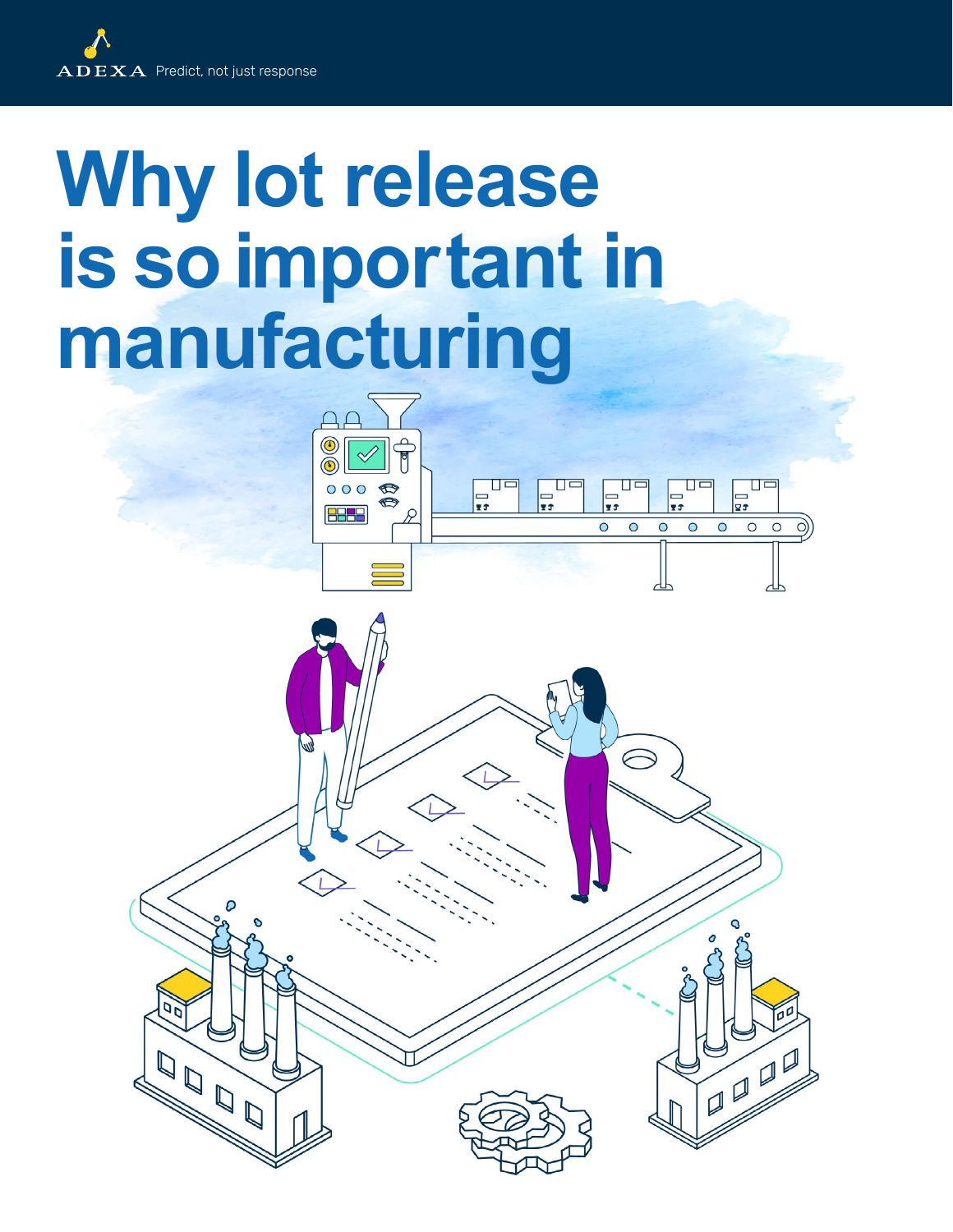ADEXA Predict, not just response

# Why lot release is so important in manufacturing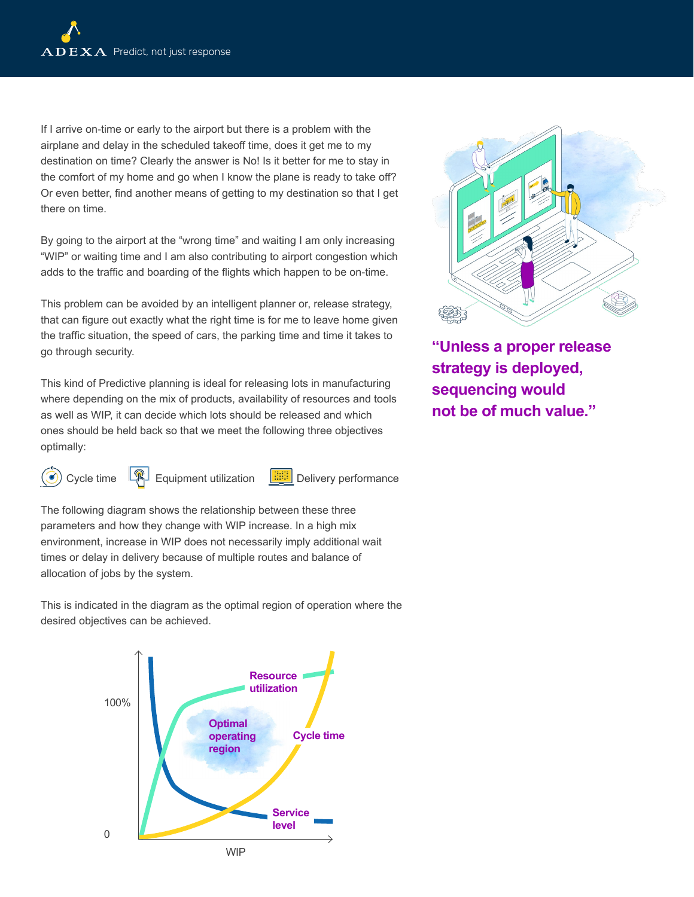If I arrive on-time or early to the airport but there is a problem with the airplane and delay in the scheduled takeoff time, does it get me to my destination on time? Clearly the answer is No! Is it better for me to stay in the comfort of my home and go when I know the plane is ready to take off? Or even better, find another means of getting to my destination so that I get there on time.

By going to the airport at the "wrong time" and waiting I am only increasing "WIP" or waiting time and I am also contributing to airport congestion which adds to the traffic and boarding of the flights which happen to be on-time.

This problem can be avoided by an intelligent planner or, release strategy, that can figure out exactly what the right time is for me to leave home given the traffic situation, the speed of cars, the parking time and time it takes to go through security.

This kind of Predictive planning is ideal for releasing lots in manufacturing where depending on the mix of products, availability of resources and tools as well as WIP, it can decide which lots should be released and which ones should be held back so that we meet the following three objectives optimally:

Cycle time Equipment utilization Delivery performance

The following diagram shows the relationship between these three parameters and how they change with WIP increase. In a high mix environment, increase in WIP does not necessarily imply additional wait times or delay in delivery because of multiple routes and balance of allocation of jobs by the system.

This is indicated in the diagram as the optimal region of operation where the desired objectives can be achieved.

100%

0

WIP

Resource utilization

Optimal operating region

Cycle time

Service level

**"Unless a proper release strategy is deployed, sequencing would not be of much value."**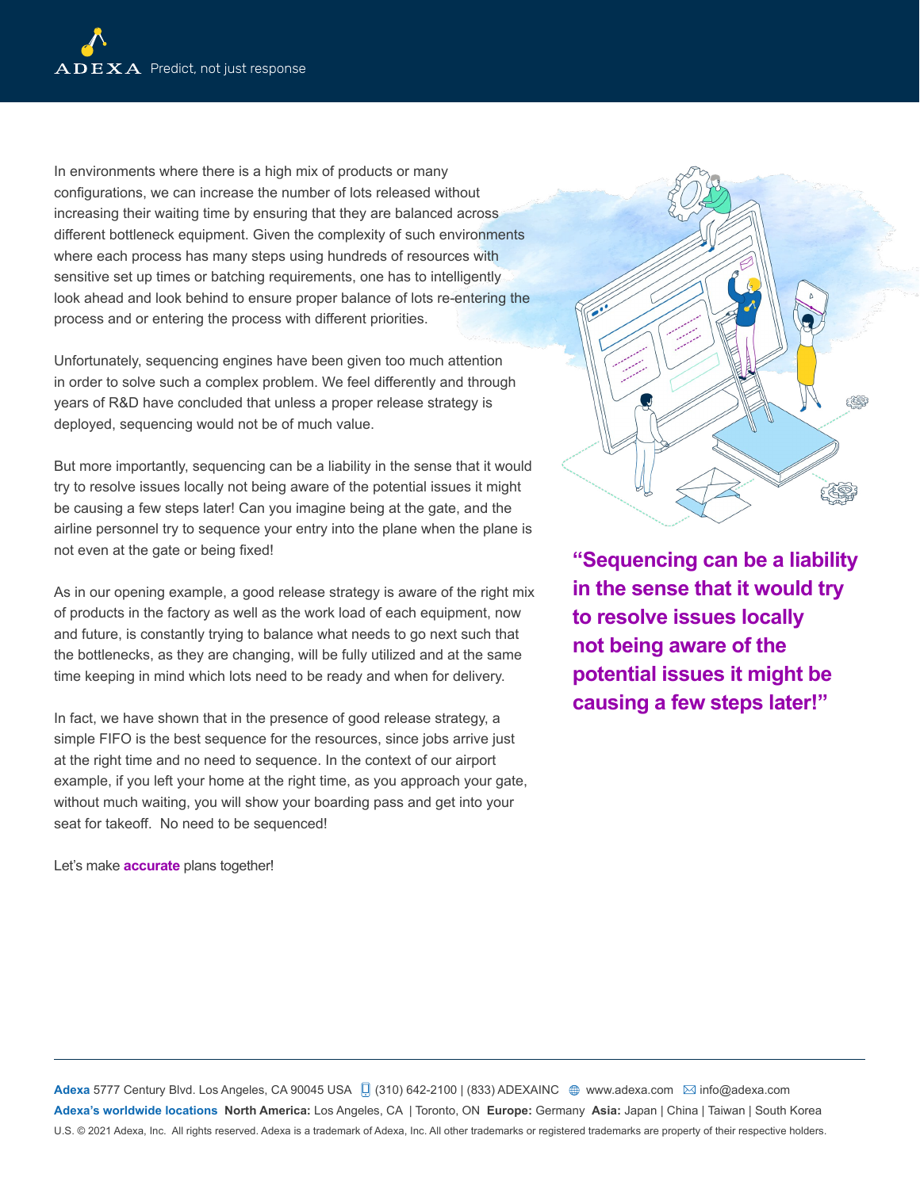In environments where there is a high mix of products or many configurations, we can increase the number of lots released without increasing their waiting time by ensuring that they are balanced across different bottleneck equipment. Given the complexity of such environments where each process has many steps using hundreds of resources with sensitive set up times or batching requirements, one has to intelligently look ahead and look behind to ensure proper balance of lots re-entering the process and or entering the process with different priorities.

Unfortunately, sequencing engines have been given too much attention in order to solve such a complex problem. We feel differently and through years of R&D have concluded that unless a proper release strategy is deployed, sequencing would not be of much value.

But more importantly, sequencing can be a liability in the sense that it would try to resolve issues locally not being aware of the potential issues it might be causing a few steps later! Can you imagine being at the gate, and the airline personnel try to sequence your entry into the plane when the plane is not even at the gate or being fixed!

**"Sequencing can be a liability in the sense that it would try to resolve issues locally not being aware of the potential issues it might be causing a few steps later!"**

As in our opening example, a good release strategy is aware of the right mix of products in the factory as well as the work load of each equipment, now and future, is constantly trying to balance what needs to go next such that the bottlenecks, as they are changing, will be fully utilized and at the same time keeping in mind which lots need to be ready and when for delivery.

In fact, we have shown that in the presence of good release strategy, a simple FIFO is the best sequence for the resources, since jobs arrive just at the right time and no need to sequence. In the context of our airport example, if you left your home at the right time, as you approach your gate, without much waiting, you will show your boarding pass and get into your seat for takeoff. No need to be sequenced!

Let's make **accurate** plans together!